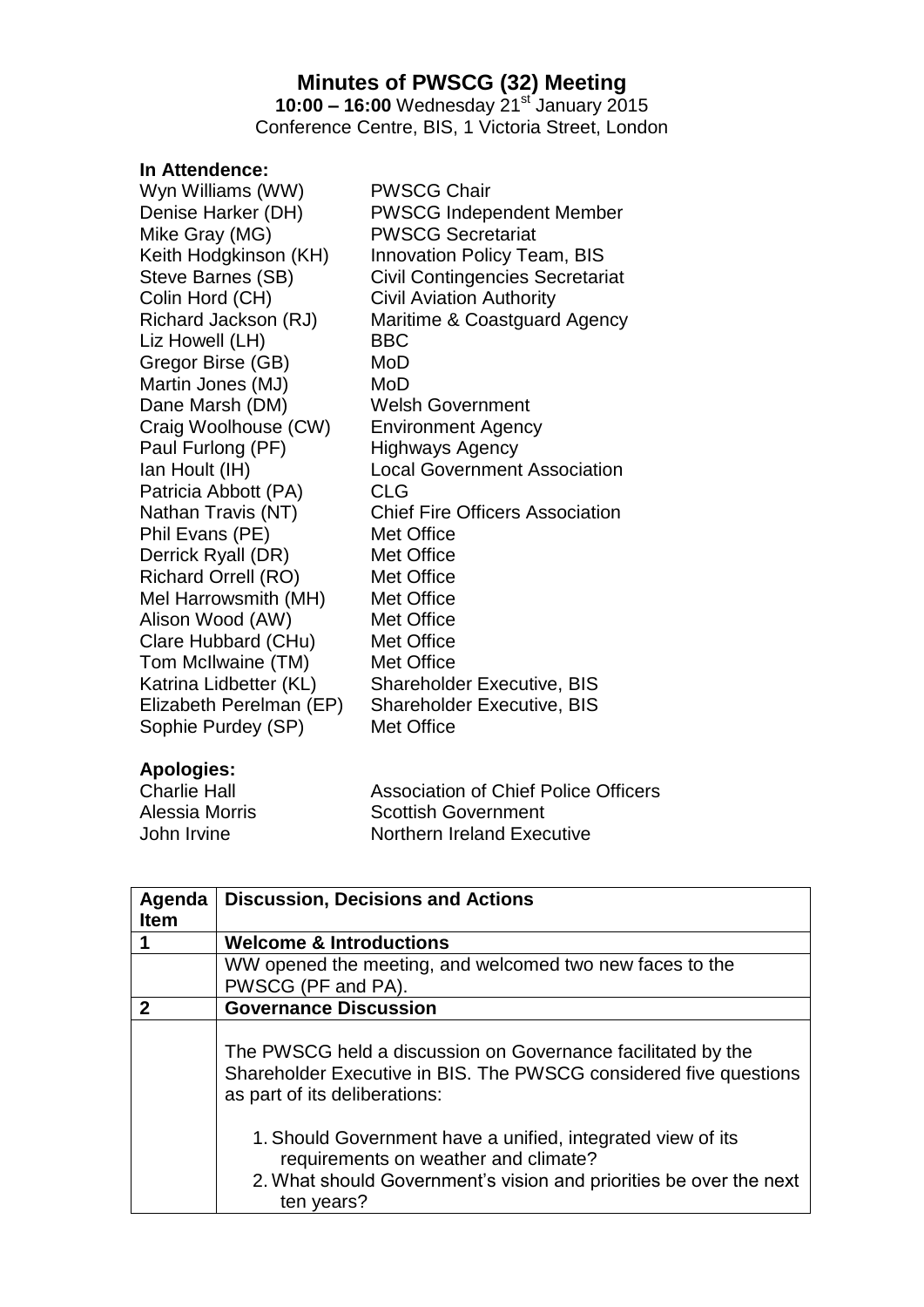# Minutes of PWSCG (32) Meeting

**10:00 – 16:00** Wednesday 21st January 2015
Conference Centre, BIS, 1 Victoria Street, London

**In Attendence:**

| | |
|---|---|
| Wyn Williams (WW) | PWSCG Chair |
| Denise Harker (DH) | PWSCG Independent Member |
| Mike Gray (MG) | PWSCG Secretariat |
| Keith Hodgkinson (KH) | Innovation Policy Team, BIS |
| Steve Barnes (SB) | Civil Contingencies Secretariat |
| Colin Hord (CH) | Civil Aviation Authority |
| Richard Jackson (RJ) | Maritime & Coastguard Agency |
| Liz Howell (LH) | BBC |
| Gregor Birse (GB) | MoD |
| Martin Jones (MJ) | MoD |
| Dane Marsh (DM) | Welsh Government |
| Craig Woolhouse (CW) | Environment Agency |
| Paul Furlong (PF) | Highways Agency |
| Ian Hoult (IH) | Local Government Association |
| Patricia Abbott (PA) | CLG |
| Nathan Travis (NT) | Chief Fire Officers Association |
| Phil Evans (PE) | Met Office |
| Derrick Ryall (DR) | Met Office |
| Richard Orrell (RO) | Met Office |
| Mel Harrowsmith (MH) | Met Office |
| Alison Wood (AW) | Met Office |
| Clare Hubbard (CHu) | Met Office |
| Tom McIlwaine (TM) | Met Office |
| Katrina Lidbetter (KL) | Shareholder Executive, BIS |
| Elizabeth Perelman (EP) | Shareholder Executive, BIS |
| Sophie Purdey (SP) | Met Office |

**Apologies:**

| | |
|---|---|
| Charlie Hall | Association of Chief Police Officers |
| Alessia Morris | Scottish Government |
| John Irvine | Northern Ireland Executive |

| Agenda Item | Discussion, Decisions and Actions |
|---|---|
| **1** | **Welcome & Introductions** |
| | WW opened the meeting, and welcomed two new faces to the PWSCG (PF and PA). |
| **2** | **Governance Discussion** |
| | The PWSCG held a discussion on Governance facilitated by the Shareholder Executive in BIS. The PWSCG considered five questions as part of its deliberations:<br><br>1. Should Government have a unified, integrated view of its requirements on weather and climate?<br>2. What should Government's vision and priorities be over the next ten years? |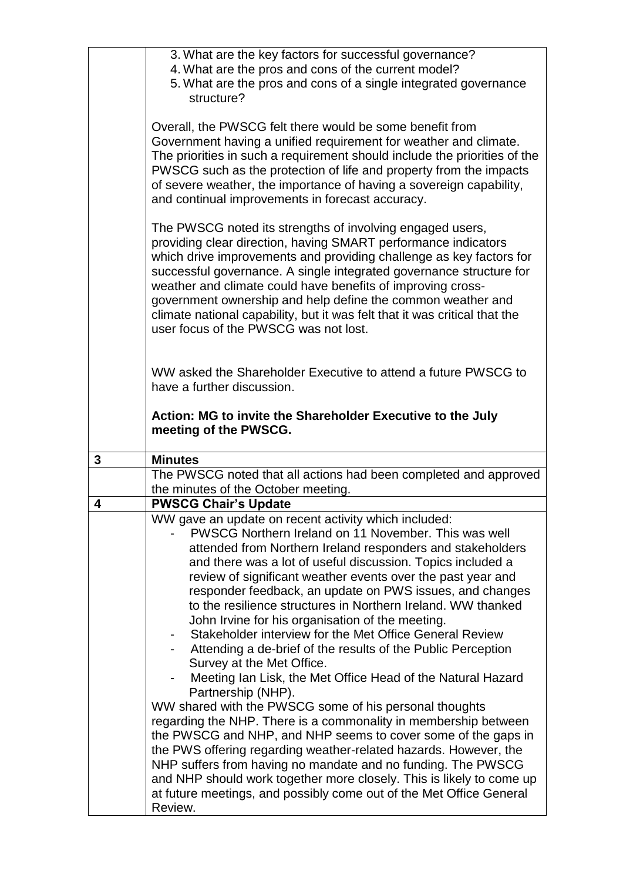| | |
|---|---|
| | 3. What are the key factors for successful governance?<br>4. What are the pros and cons of the current model?<br>5. What are the pros and cons of a single integrated governance structure?<br><br>Overall, the PWSCG felt there would be some benefit from Government having a unified requirement for weather and climate. The priorities in such a requirement should include the priorities of the PWSCG such as the protection of life and property from the impacts of severe weather, the importance of having a sovereign capability, and continual improvements in forecast accuracy.<br><br>The PWSCG noted its strengths of involving engaged users, providing clear direction, having SMART performance indicators which drive improvements and providing challenge as key factors for successful governance. A single integrated governance structure for weather and climate could have benefits of improving cross-government ownership and help define the common weather and climate national capability, but it was felt that it was critical that the user focus of the PWSCG was not lost.<br><br>WW asked the Shareholder Executive to attend a future PWSCG to have a further discussion.<br><br>**Action: MG to invite the Shareholder Executive to the July meeting of the PWSCG.** |
| **3** | **Minutes** |
| | The PWSCG noted that all actions had been completed and approved the minutes of the October meeting. |
| **4** | **PWSCG Chair's Update** |
| | WW gave an update on recent activity which included:<br>- PWSCG Northern Ireland on 11 November. This was well attended from Northern Ireland responders and stakeholders and there was a lot of useful discussion. Topics included a review of significant weather events over the past year and responder feedback, an update on PWS issues, and changes to the resilience structures in Northern Ireland. WW thanked John Irvine for his organisation of the meeting.<br>- Stakeholder interview for the Met Office General Review<br>- Attending a de-brief of the results of the Public Perception Survey at the Met Office.<br>- Meeting Ian Lisk, the Met Office Head of the Natural Hazard Partnership (NHP).<br><br>WW shared with the PWSCG some of his personal thoughts regarding the NHP. There is a commonality in membership between the PWSCG and NHP, and NHP seems to cover some of the gaps in the PWS offering regarding weather-related hazards. However, the NHP suffers from having no mandate and no funding. The PWSCG and NHP should work together more closely. This is likely to come up at future meetings, and possibly come out of the Met Office General Review. |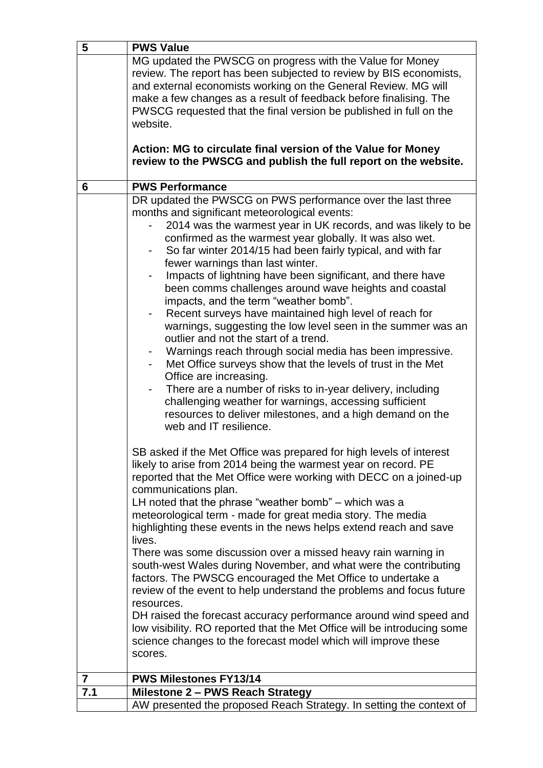| | |
|---|---|
| **5** | **PWS Value** |
| | MG updated the PWSCG on progress with the Value for Money review. The report has been subjected to review by BIS economists, and external economists working on the General Review. MG will make a few changes as a result of feedback before finalising. The PWSCG requested that the final version be published in full on the website.<br><br>**Action: MG to circulate final version of the Value for Money review to the PWSCG and publish the full report on the website.** |
| **6** | **PWS Performance** |
| | DR updated the PWSCG on PWS performance over the last three months and significant meteorological events:<br>- 2014 was the warmest year in UK records, and was likely to be confirmed as the warmest year globally. It was also wet.<br>- So far winter 2014/15 had been fairly typical, and with far fewer warnings than last winter.<br>- Impacts of lightning have been significant, and there have been comms challenges around wave heights and coastal impacts, and the term "weather bomb".<br>- Recent surveys have maintained high level of reach for warnings, suggesting the low level seen in the summer was an outlier and not the start of a trend.<br>- Warnings reach through social media has been impressive.<br>- Met Office surveys show that the levels of trust in the Met Office are increasing.<br>- There are a number of risks to in-year delivery, including challenging weather for warnings, accessing sufficient resources to deliver milestones, and a high demand on the web and IT resilience.<br><br>SB asked if the Met Office was prepared for high levels of interest likely to arise from 2014 being the warmest year on record. PE reported that the Met Office were working with DECC on a joined-up communications plan.<br>LH noted that the phrase "weather bomb" – which was a meteorological term - made for great media story. The media highlighting these events in the news helps extend reach and save lives.<br>There was some discussion over a missed heavy rain warning in south-west Wales during November, and what were the contributing factors. The PWSCG encouraged the Met Office to undertake a review of the event to help understand the problems and focus future resources.<br>DH raised the forecast accuracy performance around wind speed and low visibility. RO reported that the Met Office will be introducing some science changes to the forecast model which will improve these scores. |
| **7** | **PWS Milestones FY13/14** |
| **7.1** | **Milestone 2 – PWS Reach Strategy** |
| | AW presented the proposed Reach Strategy. In setting the context of |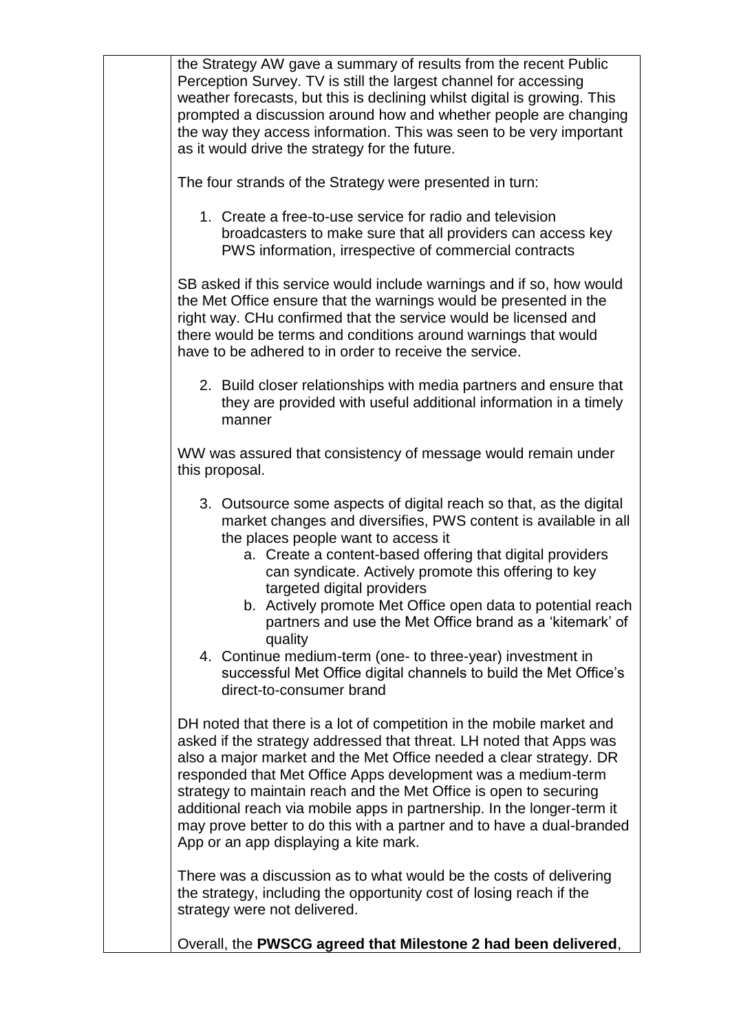the Strategy AW gave a summary of results from the recent Public Perception Survey. TV is still the largest channel for accessing weather forecasts, but this is declining whilst digital is growing. This prompted a discussion around how and whether people are changing the way they access information. This was seen to be very important as it would drive the strategy for the future.

The four strands of the Strategy were presented in turn:

1. Create a free-to-use service for radio and television broadcasters to make sure that all providers can access key PWS information, irrespective of commercial contracts

SB asked if this service would include warnings and if so, how would the Met Office ensure that the warnings would be presented in the right way. CHu confirmed that the service would be licensed and there would be terms and conditions around warnings that would have to be adhered to in order to receive the service.

2. Build closer relationships with media partners and ensure that they are provided with useful additional information in a timely manner

WW was assured that consistency of message would remain under this proposal.

3. Outsource some aspects of digital reach so that, as the digital market changes and diversifies, PWS content is available in all the places people want to access it
    a. Create a content-based offering that digital providers can syndicate. Actively promote this offering to key targeted digital providers
    b. Actively promote Met Office open data to potential reach partners and use the Met Office brand as a 'kitemark' of quality
4. Continue medium-term (one- to three-year) investment in successful Met Office digital channels to build the Met Office's direct-to-consumer brand

DH noted that there is a lot of competition in the mobile market and asked if the strategy addressed that threat. LH noted that Apps was also a major market and the Met Office needed a clear strategy. DR responded that Met Office Apps development was a medium-term strategy to maintain reach and the Met Office is open to securing additional reach via mobile apps in partnership. In the longer-term it may prove better to do this with a partner and to have a dual-branded App or an app displaying a kite mark.

There was a discussion as to what would be the costs of delivering the strategy, including the opportunity cost of losing reach if the strategy were not delivered.

Overall, the **PWSCG agreed that Milestone 2 had been delivered**,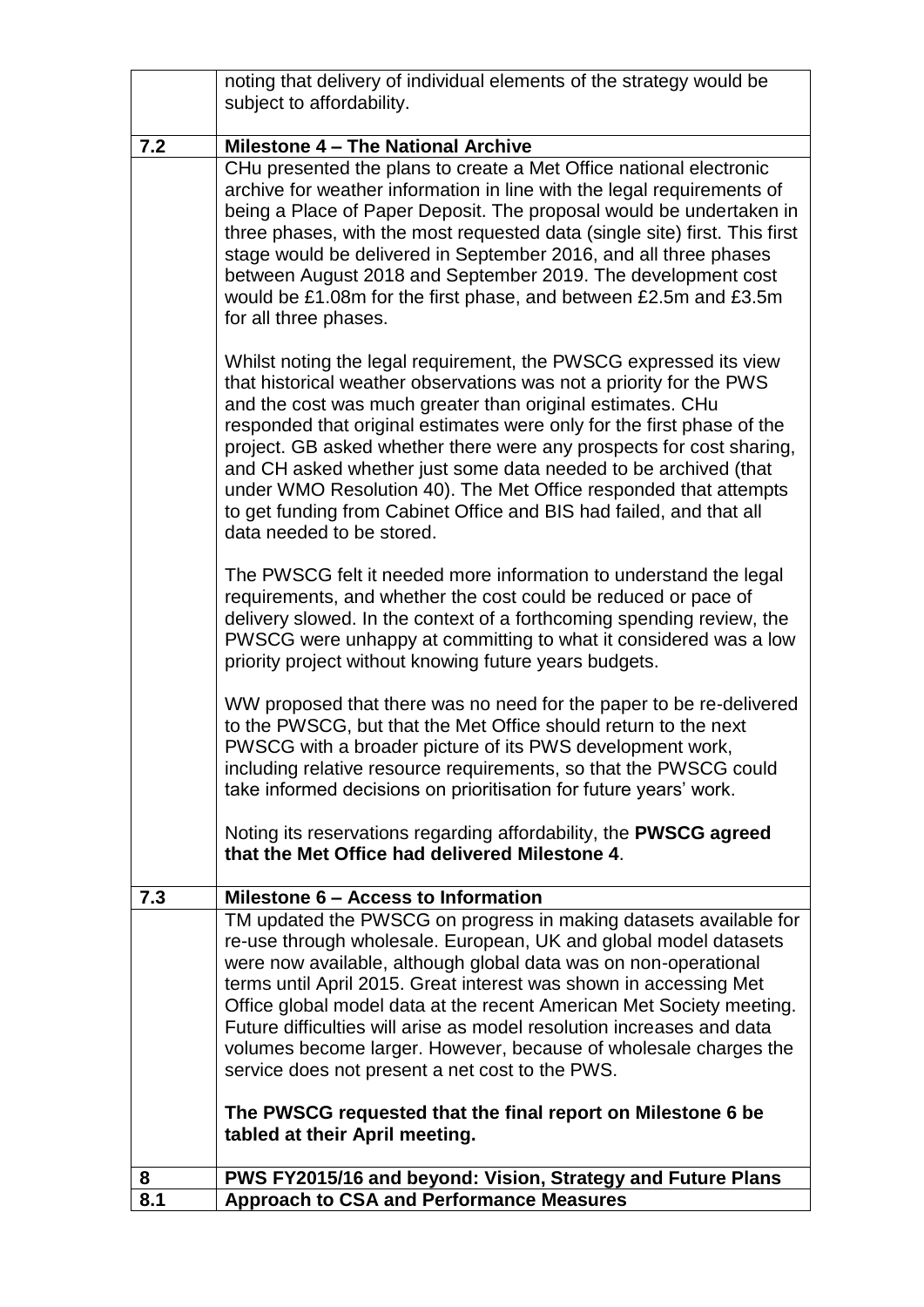| | |
|---|---|
| | noting that delivery of individual elements of the strategy would be subject to affordability. |
| **7.2** | **Milestone 4 – The National Archive** |
| | CHu presented the plans to create a Met Office national electronic archive for weather information in line with the legal requirements of being a Place of Paper Deposit. The proposal would be undertaken in three phases, with the most requested data (single site) first. This first stage would be delivered in September 2016, and all three phases between August 2018 and September 2019. The development cost would be £1.08m for the first phase, and between £2.5m and £3.5m for all three phases.<br><br>Whilst noting the legal requirement, the PWSCG expressed its view that historical weather observations was not a priority for the PWS and the cost was much greater than original estimates. CHu responded that original estimates were only for the first phase of the project. GB asked whether there were any prospects for cost sharing, and CH asked whether just some data needed to be archived (that under WMO Resolution 40). The Met Office responded that attempts to get funding from Cabinet Office and BIS had failed, and that all data needed to be stored.<br><br>The PWSCG felt it needed more information to understand the legal requirements, and whether the cost could be reduced or pace of delivery slowed. In the context of a forthcoming spending review, the PWSCG were unhappy at committing to what it considered was a low priority project without knowing future years budgets.<br><br>WW proposed that there was no need for the paper to be re-delivered to the PWSCG, but that the Met Office should return to the next PWSCG with a broader picture of its PWS development work, including relative resource requirements, so that the PWSCG could take informed decisions on prioritisation for future years' work.<br><br>Noting its reservations regarding affordability, the **PWSCG agreed that the Met Office had delivered Milestone 4**. |
| **7.3** | **Milestone 6 – Access to Information** |
| | TM updated the PWSCG on progress in making datasets available for re-use through wholesale. European, UK and global model datasets were now available, although global data was on non-operational terms until April 2015. Great interest was shown in accessing Met Office global model data at the recent American Met Society meeting. Future difficulties will arise as model resolution increases and data volumes become larger. However, because of wholesale charges the service does not present a net cost to the PWS.<br><br>**The PWSCG requested that the final report on Milestone 6 be tabled at their April meeting.** |
| **8** | **PWS FY2015/16 and beyond: Vision, Strategy and Future Plans** |
| **8.1** | **Approach to CSA and Performance Measures** |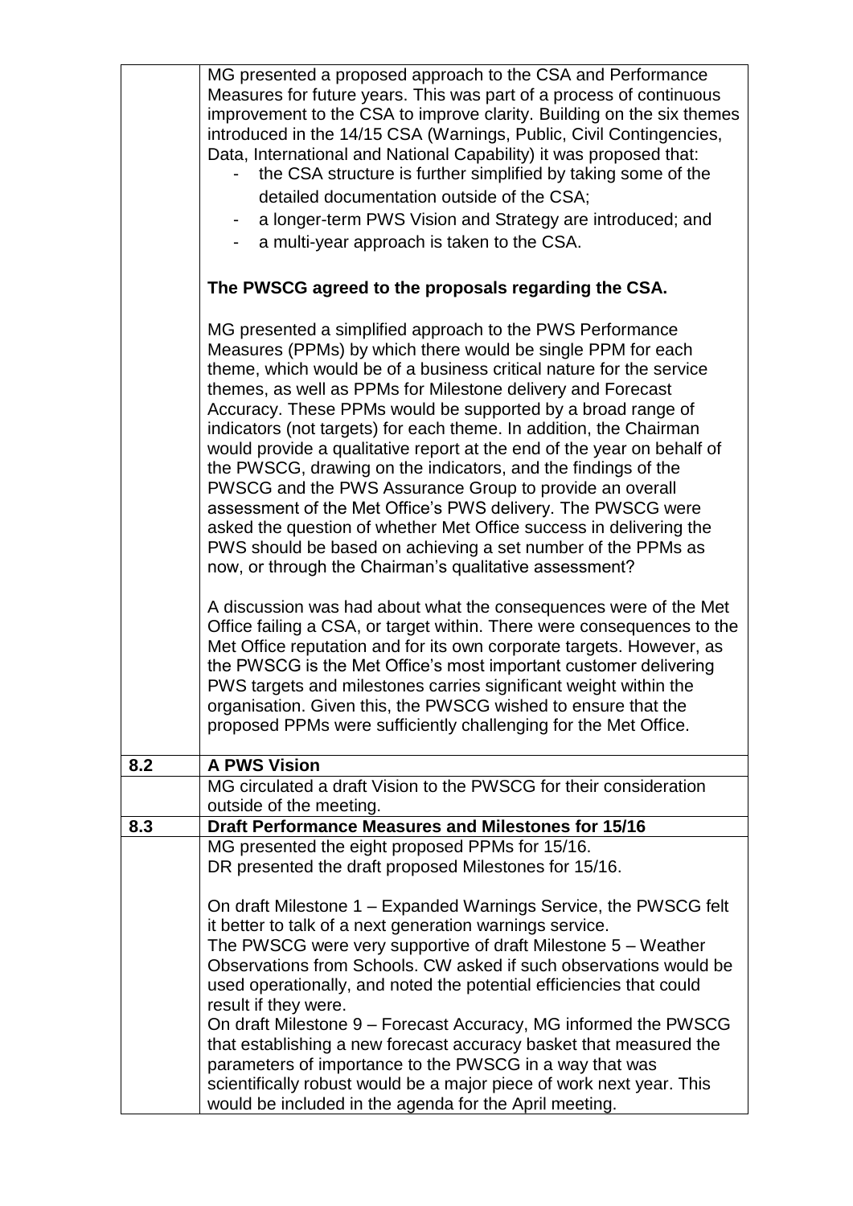| | |
|---|---|
| | MG presented a proposed approach to the CSA and Performance Measures for future years. This was part of a process of continuous improvement to the CSA to improve clarity. Building on the six themes introduced in the 14/15 CSA (Warnings, Public, Civil Contingencies, Data, International and National Capability) it was proposed that:<br>- the CSA structure is further simplified by taking some of the detailed documentation outside of the CSA;<br>- a longer-term PWS Vision and Strategy are introduced; and<br>- a multi-year approach is taken to the CSA.<br><br>**The PWSCG agreed to the proposals regarding the CSA.**<br><br>MG presented a simplified approach to the PWS Performance Measures (PPMs) by which there would be single PPM for each theme, which would be of a business critical nature for the service themes, as well as PPMs for Milestone delivery and Forecast Accuracy. These PPMs would be supported by a broad range of indicators (not targets) for each theme. In addition, the Chairman would provide a qualitative report at the end of the year on behalf of the PWSCG, drawing on the indicators, and the findings of the PWSCG and the PWS Assurance Group to provide an overall assessment of the Met Office's PWS delivery. The PWSCG were asked the question of whether Met Office success in delivering the PWS should be based on achieving a set number of the PPMs as now, or through the Chairman's qualitative assessment?<br><br>A discussion was had about what the consequences were of the Met Office failing a CSA, or target within. There were consequences to the Met Office reputation and for its own corporate targets. However, as the PWSCG is the Met Office's most important customer delivering PWS targets and milestones carries significant weight within the organisation. Given this, the PWSCG wished to ensure that the proposed PPMs were sufficiently challenging for the Met Office. |
| **8.2** | **A PWS Vision** |
| | MG circulated a draft Vision to the PWSCG for their consideration outside of the meeting. |
| **8.3** | **Draft Performance Measures and Milestones for 15/16** |
| | MG presented the eight proposed PPMs for 15/16.<br>DR presented the draft proposed Milestones for 15/16.<br><br>On draft Milestone 1 – Expanded Warnings Service, the PWSCG felt it better to talk of a next generation warnings service.<br>The PWSCG were very supportive of draft Milestone 5 – Weather Observations from Schools. CW asked if such observations would be used operationally, and noted the potential efficiencies that could result if they were.<br>On draft Milestone 9 – Forecast Accuracy, MG informed the PWSCG that establishing a new forecast accuracy basket that measured the parameters of importance to the PWSCG in a way that was scientifically robust would be a major piece of work next year. This would be included in the agenda for the April meeting. |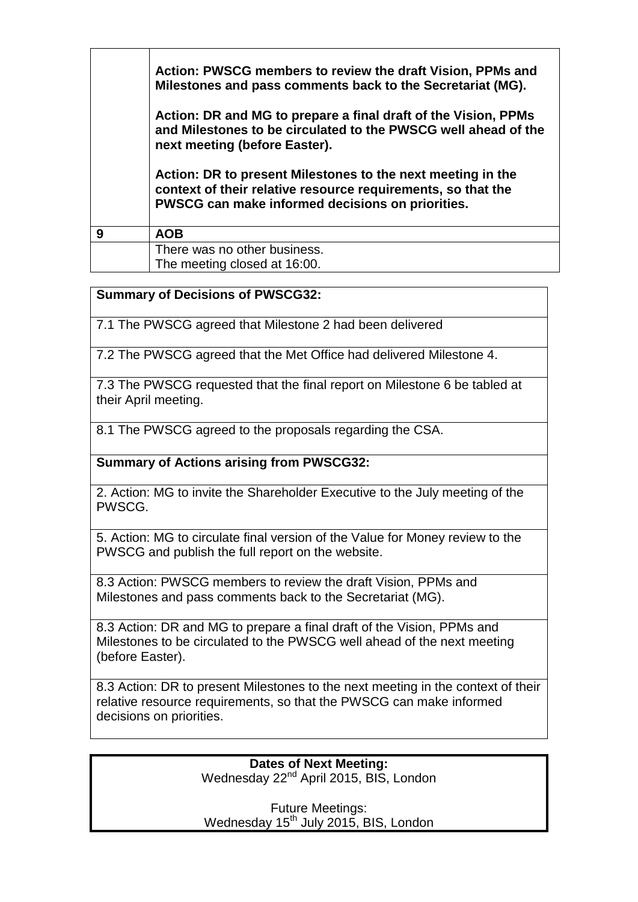| | |
|---|---|
| | **Action: PWSCG members to review the draft Vision, PPMs and Milestones and pass comments back to the Secretariat (MG).**<br><br>**Action: DR and MG to prepare a final draft of the Vision, PPMs and Milestones to be circulated to the PWSCG well ahead of the next meeting (before Easter).**<br><br>**Action: DR to present Milestones to the next meeting in the context of their relative resource requirements, so that the PWSCG can make informed decisions on priorities.** |
| **9** | **AOB** |
| | There was no other business.<br>The meeting closed at 16:00. |

| **Summary of Decisions of PWSCG32:** |
|---|
| 7.1 The PWSCG agreed that Milestone 2 had been delivered |
| 7.2 The PWSCG agreed that the Met Office had delivered Milestone 4. |
| 7.3 The PWSCG requested that the final report on Milestone 6 be tabled at their April meeting. |
| 8.1 The PWSCG agreed to the proposals regarding the CSA. |
| **Summary of Actions arising from PWSCG32:** |
| 2. Action: MG to invite the Shareholder Executive to the July meeting of the PWSCG. |
| 5. Action: MG to circulate final version of the Value for Money review to the PWSCG and publish the full report on the website. |
| 8.3 Action: PWSCG members to review the draft Vision, PPMs and Milestones and pass comments back to the Secretariat (MG). |
| 8.3 Action: DR and MG to prepare a final draft of the Vision, PPMs and Milestones to be circulated to the PWSCG well ahead of the next meeting (before Easter). |
| 8.3 Action: DR to present Milestones to the next meeting in the context of their relative resource requirements, so that the PWSCG can make informed decisions on priorities. |

**Dates of Next Meeting:**
Wednesday 22nd April 2015, BIS, London

Future Meetings:
Wednesday 15th July 2015, BIS, London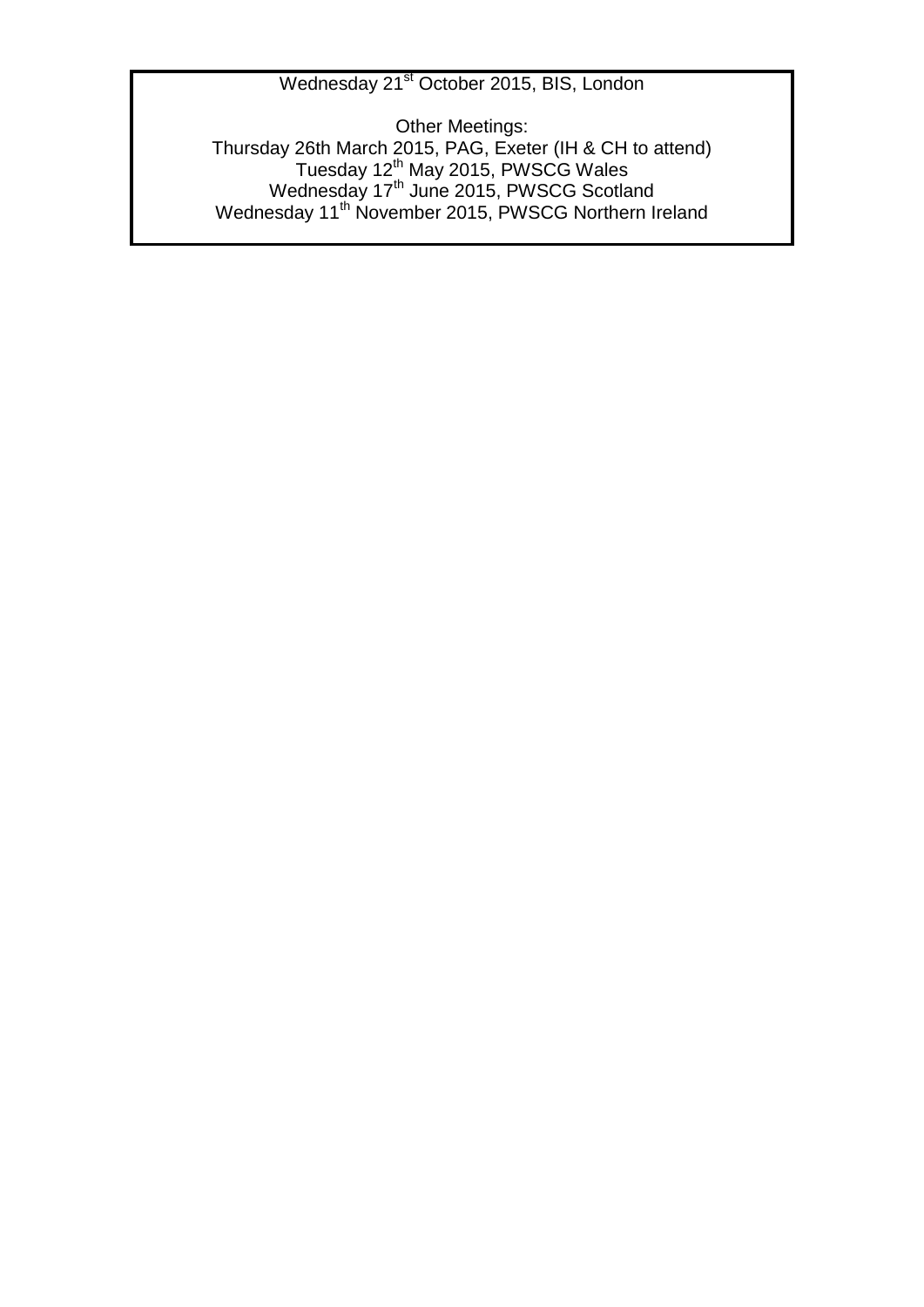Wednesday 21st October 2015, BIS, London

Other Meetings:

Thursday 26th March 2015, PAG, Exeter (IH & CH to attend)

Tuesday 12th May 2015, PWSCG Wales

Wednesday 17th June 2015, PWSCG Scotland

Wednesday 11th November 2015, PWSCG Northern Ireland